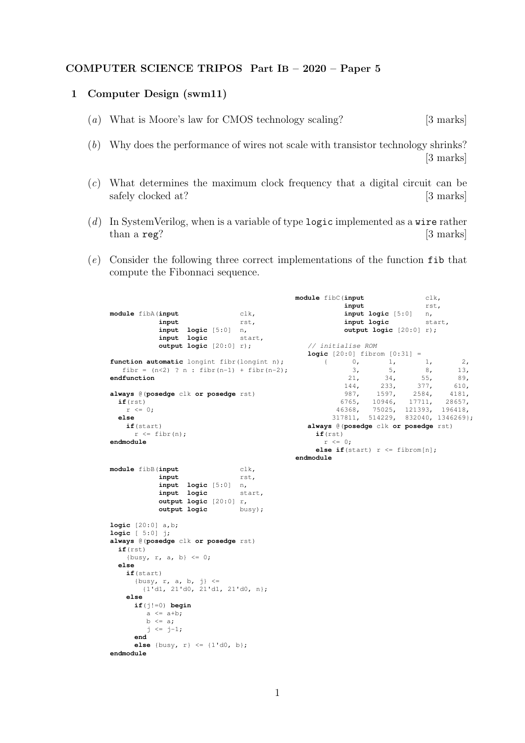**COMPUTER SCIENCE TRIPOS Part IB – 2020 – Paper 5**

## 1 Computer Design (swm11)

(*a*) What is Moore's law for CMOS technology scaling? [3 marks]

(*b*) Why does the performance of wires not scale with transistor technology shrinks? [3 marks]

(*c*) What determines the maximum clock frequency that a digital circuit can be safely clocked at? [3 marks]

(*d*) In SystemVerilog, when is a variable of type `logic` implemented as a `wire` rather than a `reg`? [3 marks]

(*e*) Consider the following three correct implementations of the function `fib` that compute the Fibonnaci sequence.

```
module fibA(input               clk,
            input               rst,
            input  logic [5:0]  n,
            input  logic        start,
            output logic [20:0] r);

function automatic longint fibr(longint n);
   fibr = (n<2) ? n : fibr(n-1) + fibr(n-2);
endfunction

always @(posedge clk or posedge rst)
  if(rst)
    r <= 0;
  else
    if(start)
      r <= fibr(n);
endmodule
```

```
module fibB(input               clk,
            input               rst,
            input  logic [5:0]  n,
            input  logic        start,
            output logic [20:0] r,
            output logic        busy);

logic [20:0] a,b;
logic [ 5:0] j;
always @(posedge clk or posedge rst)
  if(rst)
    {busy, r, a, b} <= 0;
  else
    if(start)
      {busy, r, a, b, j} <=
        {1'd1, 21'd0, 21'd1, 21'd0, n};
    else
      if(j!=0) begin
        a <= a+b;
        b <= a;
        j <= j-1;
      end
      else {busy, r} <= {1'd0, b};
endmodule
```

```
module fibC(input               clk,
            input               rst,
            input logic [5:0]   n,
            input logic         start,
            output logic [20:0] r);

  // initialise ROM
  logic [20:0] fibrom [0:31] =
      {      0,       1,       1,       2,
             3,       5,       8,      13,
            21,      34,      55,      89,
           144,     233,     377,     610,
           987,    1597,    2584,    4181,
          6765,   10946,   17711,   28657,
         46368,   75025,  121393,  196418,
        317811,  514229,  832040, 1346269};
  always @(posedge clk or posedge rst)
    if(rst)
      r <= 0;
    else if(start) r <= fibrom[n];
endmodule
```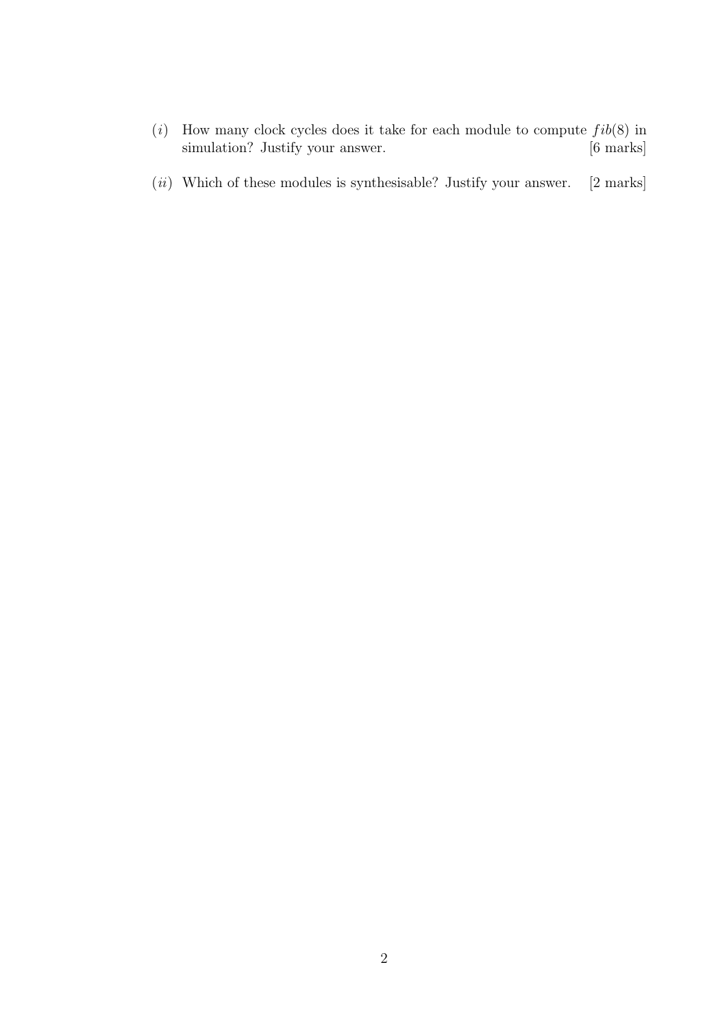(*i*) How many clock cycles does it take for each module to compute $fib(8)$ in simulation? Justify your answer. [6 marks]

(*ii*) Which of these modules is synthesisable? Justify your answer. [2 marks]